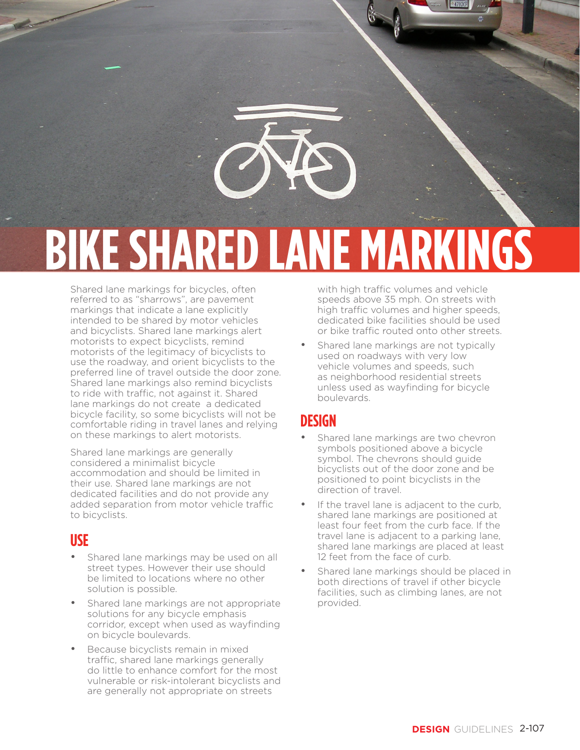# BIKE SHARED LANE MARKINGS

Shared lane markings for bicycles, often referred to as "sharrows", are pavement markings that indicate a lane explicitly intended to be shared by motor vehicles and bicyclists. Shared lane markings alert motorists to expect bicyclists, remind motorists of the legitimacy of bicyclists to use the roadway, and orient bicyclists to the preferred line of travel outside the door zone. Shared lane markings also remind bicyclists to ride with traffic, not against it. Shared lane markings do not create a dedicated bicycle facility, so some bicyclists will not be comfortable riding in travel lanes and relying on these markings to alert motorists.

Shared lane markings are generally considered a minimalist bicycle accommodation and should be limited in their use. Shared lane markings are not dedicated facilities and do not provide any added separation from motor vehicle traffic to bicyclists.

## USE

- Shared lane markings may be used on all street types. However their use should be limited to locations where no other solution is possible.
- Shared lane markings are not appropriate solutions for any bicycle emphasis corridor, except when used as wayfinding on bicycle boulevards.
- Because bicyclists remain in mixed traffic, shared lane markings generally do little to enhance comfort for the most vulnerable or risk-intolerant bicyclists and are generally not appropriate on streets with high traffic volumes and vehicle speeds above 35 mph. On streets with high traffic volumes and higher speeds, dedicated bike facilities should be used or bike traffic routed onto other streets.
- Shared lane markings are not typically used on roadways with very low vehicle volumes and speeds, such as neighborhood residential streets unless used as wayfinding for bicycle boulevards.

## DESIGN

- Shared lane markings are two chevron symbols positioned above a bicycle symbol. The chevrons should guide bicyclists out of the door zone and be positioned to point bicyclists in the direction of travel.
- If the travel lane is adjacent to the curb, shared lane markings are positioned at least four feet from the curb face. If the travel lane is adjacent to a parking lane, shared lane markings are placed at least 12 feet from the face of curb.
- Shared lane markings should be placed in both directions of travel if other bicycle facilities, such as climbing lanes, are not provided.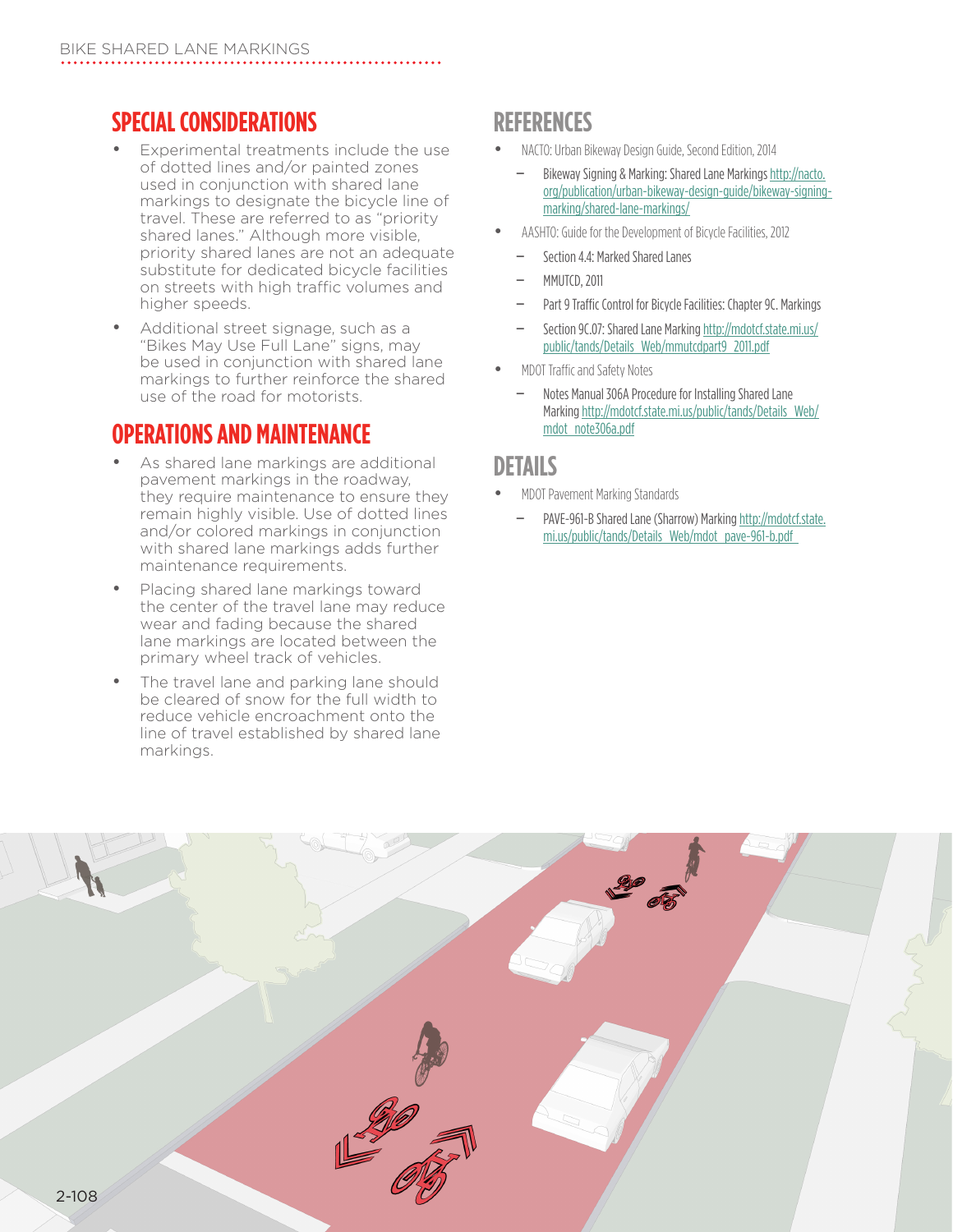## SPECIAL CONSIDERATIONS

- Experimental treatments include the use of dotted lines and/or painted zones used in conjunction with shared lane markings to designate the bicycle line of travel. These are referred to as "priority shared lanes." Although more visible, priority shared lanes are not an adequate substitute for dedicated bicycle facilities on streets with high traffic volumes and higher speeds.
- Additional street signage, such as a "Bikes May Use Full Lane" signs, may be used in conjunction with shared lane markings to further reinforce the shared use of the road for motorists.

## OPERATIONS AND MAINTENANCE

- As shared lane markings are additional pavement markings in the roadway, they require maintenance to ensure they remain highly visible. Use of dotted lines and/or colored markings in conjunction with shared lane markings adds further maintenance requirements.
- Placing shared lane markings toward the center of the travel lane may reduce wear and fading because the shared lane markings are located between the primary wheel track of vehicles.
- The travel lane and parking lane should be cleared of snow for the full width to reduce vehicle encroachment onto the line of travel established by shared lane markings.

## REFERENCES

- NACTO: Urban Bikeway Design Guide, Second Edition, 2014
  - Bikeway Signing & Marking: Shared Lane Markings http://nacto.org/publication/urban-bikeway-design-guide/bikeway-signing-marking/shared-lane-markings/
- AASHTO: Guide for the Development of Bicycle Facilities, 2012
  - Section 4.4: Marked Shared Lanes
  - MMUTCD, 2011
  - Part 9 Traffic Control for Bicycle Facilities: Chapter 9C. Markings
  - Section 9C.07: Shared Lane Marking http://mdotcf.state.mi.us/public/tands/Details_Web/mmutcdpart9_2011.pdf
- MDOT Traffic and Safety Notes
  - Notes Manual 306A Procedure for Installing Shared Lane Marking http://mdotcf.state.mi.us/public/tands/Details_Web/mdot_note306a.pdf

## DETAILS

- MDOT Pavement Marking Standards
  - PAVE-961-B Shared Lane (Sharrow) Marking http://mdotcf.state.mi.us/public/tands/Details_Web/mdot_pave-961-b.pdf